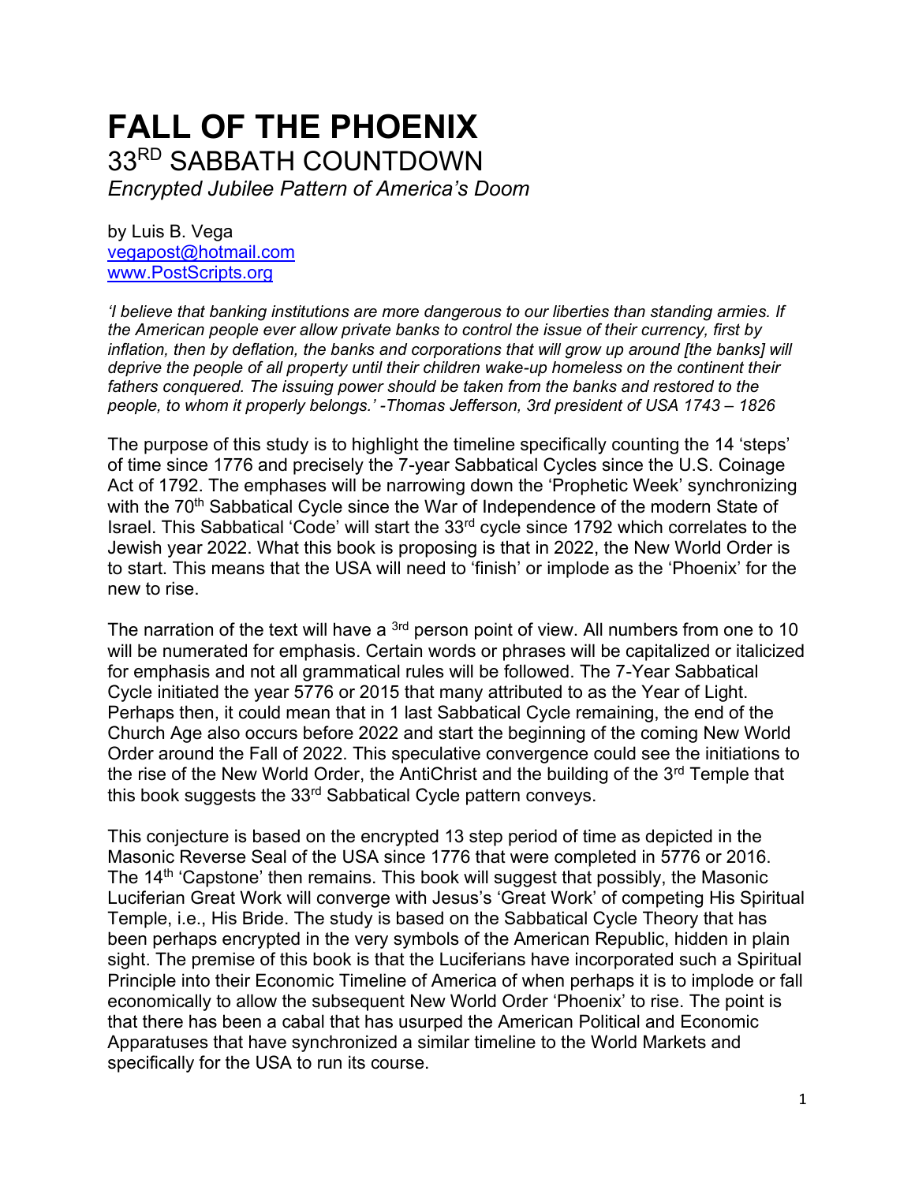# FALL OF THE PHOENIX

## 33RD SABBATH COUNTDOWN

*Encrypted Jubilee Pattern of America's Doom*

by Luis B. Vega
vegapost@hotmail.com
www.PostScripts.org

*'I believe that banking institutions are more dangerous to our liberties than standing armies. If the American people ever allow private banks to control the issue of their currency, first by inflation, then by deflation, the banks and corporations that will grow up around [the banks] will deprive the people of all property until their children wake-up homeless on the continent their fathers conquered. The issuing power should be taken from the banks and restored to the people, to whom it properly belongs.' -Thomas Jefferson, 3rd president of USA 1743 – 1826*

The purpose of this study is to highlight the timeline specifically counting the 14 'steps' of time since 1776 and precisely the 7-year Sabbatical Cycles since the U.S. Coinage Act of 1792. The emphases will be narrowing down the 'Prophetic Week' synchronizing with the 70th Sabbatical Cycle since the War of Independence of the modern State of Israel. This Sabbatical 'Code' will start the 33rd cycle since 1792 which correlates to the Jewish year 2022. What this book is proposing is that in 2022, the New World Order is to start. This means that the USA will need to 'finish' or implode as the 'Phoenix' for the new to rise.

The narration of the text will have a 3rd person point of view. All numbers from one to 10 will be numerated for emphasis. Certain words or phrases will be capitalized or italicized for emphasis and not all grammatical rules will be followed. The 7-Year Sabbatical Cycle initiated the year 5776 or 2015 that many attributed to as the Year of Light. Perhaps then, it could mean that in 1 last Sabbatical Cycle remaining, the end of the Church Age also occurs before 2022 and start the beginning of the coming New World Order around the Fall of 2022. This speculative convergence could see the initiations to the rise of the New World Order, the AntiChrist and the building of the 3rd Temple that this book suggests the 33rd Sabbatical Cycle pattern conveys.

This conjecture is based on the encrypted 13 step period of time as depicted in the Masonic Reverse Seal of the USA since 1776 that were completed in 5776 or 2016. The 14th 'Capstone' then remains. This book will suggest that possibly, the Masonic Luciferian Great Work will converge with Jesus's 'Great Work' of competing His Spiritual Temple, i.e., His Bride. The study is based on the Sabbatical Cycle Theory that has been perhaps encrypted in the very symbols of the American Republic, hidden in plain sight. The premise of this book is that the Luciferians have incorporated such a Spiritual Principle into their Economic Timeline of America of when perhaps it is to implode or fall economically to allow the subsequent New World Order 'Phoenix' to rise. The point is that there has been a cabal that has usurped the American Political and Economic Apparatuses that have synchronized a similar timeline to the World Markets and specifically for the USA to run its course.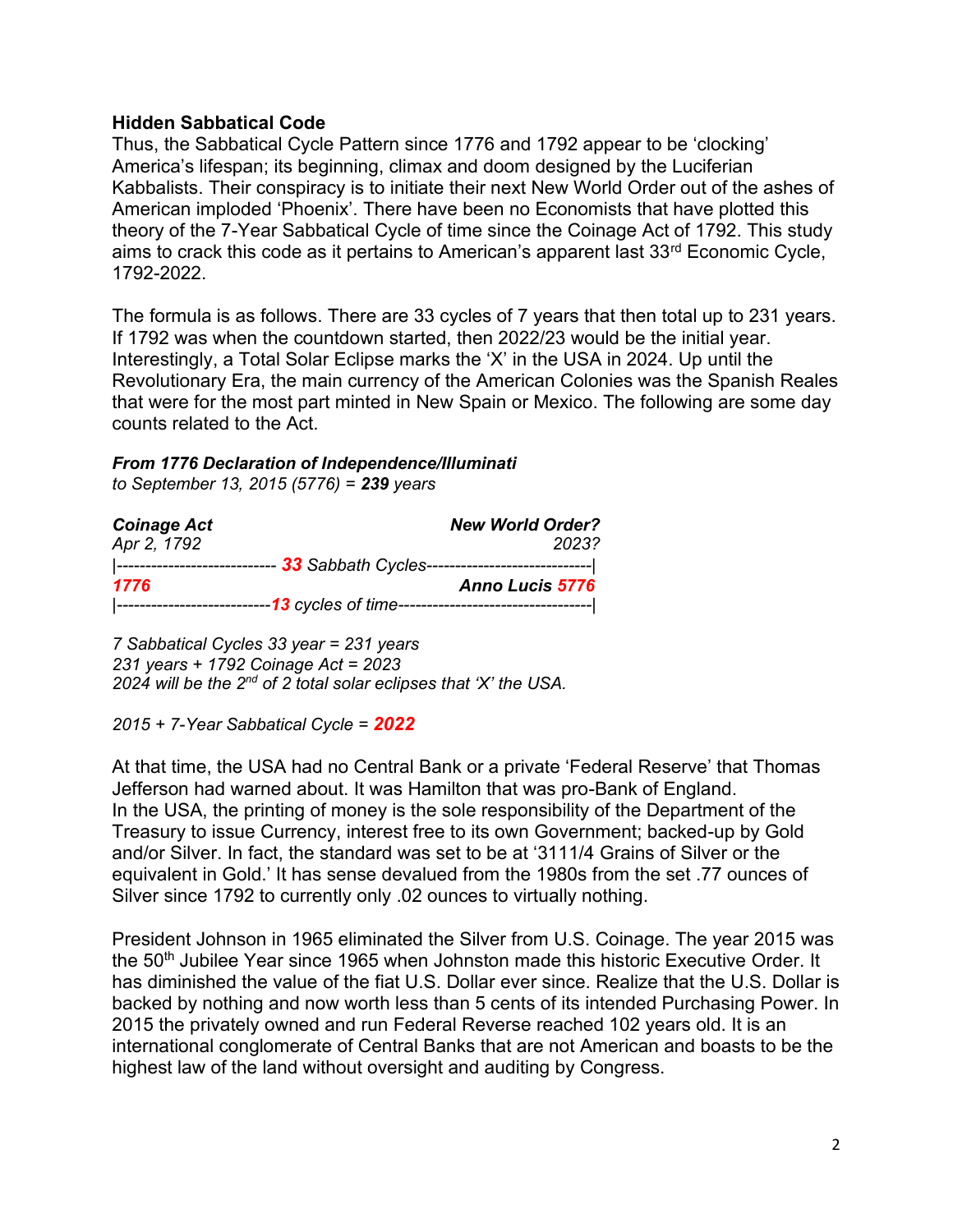**Hidden Sabbatical Code**

Thus, the Sabbatical Cycle Pattern since 1776 and 1792 appear to be 'clocking' America's lifespan; its beginning, climax and doom designed by the Luciferian Kabbalists. Their conspiracy is to initiate their next New World Order out of the ashes of American imploded 'Phoenix'. There have been no Economists that have plotted this theory of the 7-Year Sabbatical Cycle of time since the Coinage Act of 1792. This study aims to crack this code as it pertains to American's apparent last 33rd Economic Cycle, 1792-2022.

The formula is as follows. There are 33 cycles of 7 years that then total up to 231 years. If 1792 was when the countdown started, then 2022/23 would be the initial year. Interestingly, a Total Solar Eclipse marks the 'X' in the USA in 2024. Up until the Revolutionary Era, the main currency of the American Colonies was the Spanish Reales that were for the most part minted in New Spain or Mexico. The following are some day counts related to the Act.

***From 1776 Declaration of Independence/Illuminati***
*to September 13, 2015 (5776) = **239** years*

| ***Coinage Act*** | ***New World Order?*** |
|---|---|
| *Apr 2, 1792* | *2023?* |
| \|--------------------------- ***33*** *Sabbath Cycles*----------------------------\| | |
| ***1776*** | ***Anno Lucis 5776*** |
| \|--------------------------***13*** *cycles of time*---------------------------------\| | |

*7 Sabbatical Cycles 33 year = 231 years*
*231 years + 1792 Coinage Act = 2023*
*2024 will be the 2nd of 2 total solar eclipses that 'X' the USA.*

*2015 + 7-Year Sabbatical Cycle = **2022***

At that time, the USA had no Central Bank or a private 'Federal Reserve' that Thomas Jefferson had warned about. It was Hamilton that was pro-Bank of England.
In the USA, the printing of money is the sole responsibility of the Department of the Treasury to issue Currency, interest free to its own Government; backed-up by Gold and/or Silver. In fact, the standard was set to be at '3111/4 Grains of Silver or the equivalent in Gold.' It has sense devalued from the 1980s from the set .77 ounces of Silver since 1792 to currently only .02 ounces to virtually nothing.

President Johnson in 1965 eliminated the Silver from U.S. Coinage. The year 2015 was the 50th Jubilee Year since 1965 when Johnston made this historic Executive Order. It has diminished the value of the fiat U.S. Dollar ever since. Realize that the U.S. Dollar is backed by nothing and now worth less than 5 cents of its intended Purchasing Power. In 2015 the privately owned and run Federal Reverse reached 102 years old. It is an international conglomerate of Central Banks that are not American and boasts to be the highest law of the land without oversight and auditing by Congress.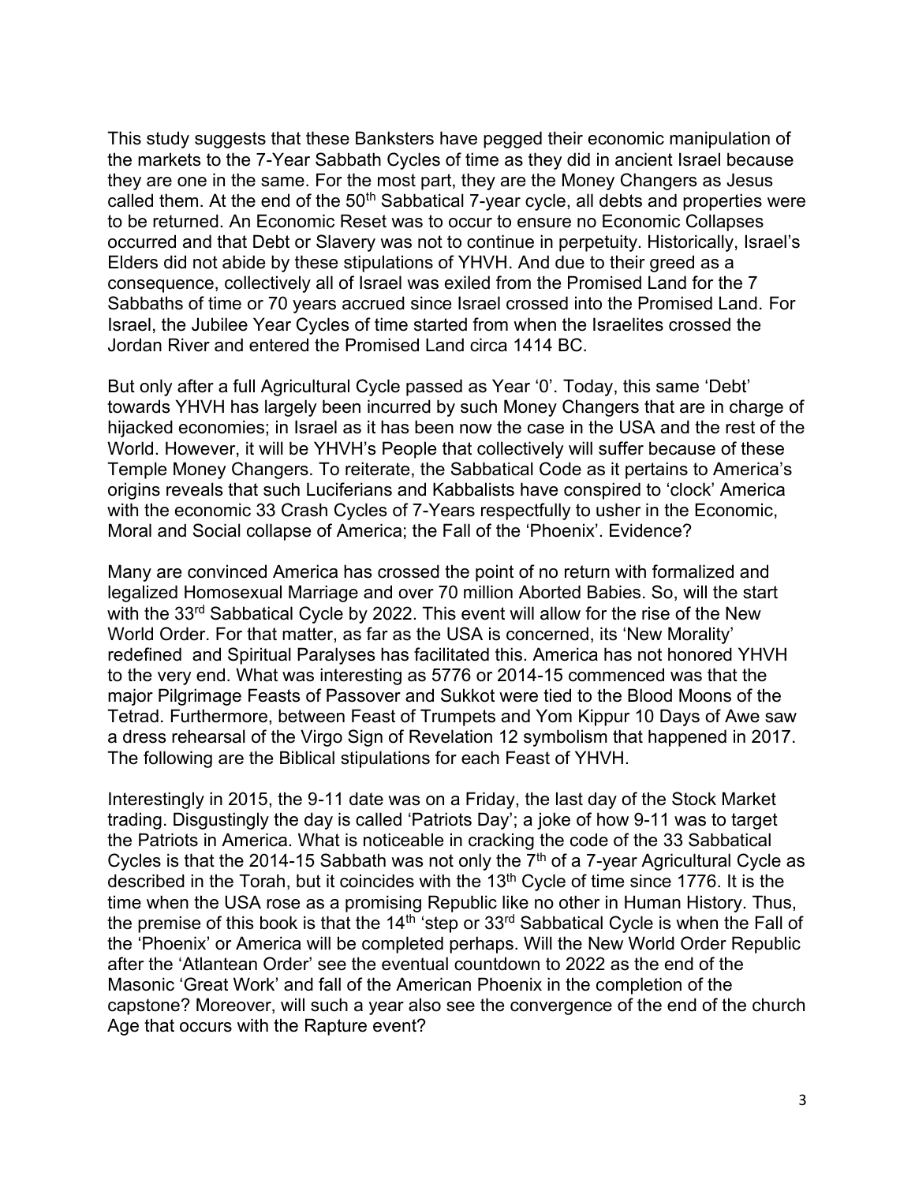This study suggests that these Banksters have pegged their economic manipulation of the markets to the 7-Year Sabbath Cycles of time as they did in ancient Israel because they are one in the same. For the most part, they are the Money Changers as Jesus called them. At the end of the 50th Sabbatical 7-year cycle, all debts and properties were to be returned. An Economic Reset was to occur to ensure no Economic Collapses occurred and that Debt or Slavery was not to continue in perpetuity. Historically, Israel's Elders did not abide by these stipulations of YHVH. And due to their greed as a consequence, collectively all of Israel was exiled from the Promised Land for the 7 Sabbaths of time or 70 years accrued since Israel crossed into the Promised Land. For Israel, the Jubilee Year Cycles of time started from when the Israelites crossed the Jordan River and entered the Promised Land circa 1414 BC.

But only after a full Agricultural Cycle passed as Year '0'. Today, this same 'Debt' towards YHVH has largely been incurred by such Money Changers that are in charge of hijacked economies; in Israel as it has been now the case in the USA and the rest of the World. However, it will be YHVH's People that collectively will suffer because of these Temple Money Changers. To reiterate, the Sabbatical Code as it pertains to America's origins reveals that such Luciferians and Kabbalists have conspired to 'clock' America with the economic 33 Crash Cycles of 7-Years respectfully to usher in the Economic, Moral and Social collapse of America; the Fall of the 'Phoenix'. Evidence?

Many are convinced America has crossed the point of no return with formalized and legalized Homosexual Marriage and over 70 million Aborted Babies. So, will the start with the 33rd Sabbatical Cycle by 2022. This event will allow for the rise of the New World Order. For that matter, as far as the USA is concerned, its 'New Morality' redefined and Spiritual Paralyses has facilitated this. America has not honored YHVH to the very end. What was interesting as 5776 or 2014-15 commenced was that the major Pilgrimage Feasts of Passover and Sukkot were tied to the Blood Moons of the Tetrad. Furthermore, between Feast of Trumpets and Yom Kippur 10 Days of Awe saw a dress rehearsal of the Virgo Sign of Revelation 12 symbolism that happened in 2017. The following are the Biblical stipulations for each Feast of YHVH.

Interestingly in 2015, the 9-11 date was on a Friday, the last day of the Stock Market trading. Disgustingly the day is called 'Patriots Day'; a joke of how 9-11 was to target the Patriots in America. What is noticeable in cracking the code of the 33 Sabbatical Cycles is that the 2014-15 Sabbath was not only the 7th of a 7-year Agricultural Cycle as described in the Torah, but it coincides with the 13th Cycle of time since 1776. It is the time when the USA rose as a promising Republic like no other in Human History. Thus, the premise of this book is that the 14th 'step or 33rd Sabbatical Cycle is when the Fall of the 'Phoenix' or America will be completed perhaps. Will the New World Order Republic after the 'Atlantean Order' see the eventual countdown to 2022 as the end of the Masonic 'Great Work' and fall of the American Phoenix in the completion of the capstone? Moreover, will such a year also see the convergence of the end of the church Age that occurs with the Rapture event?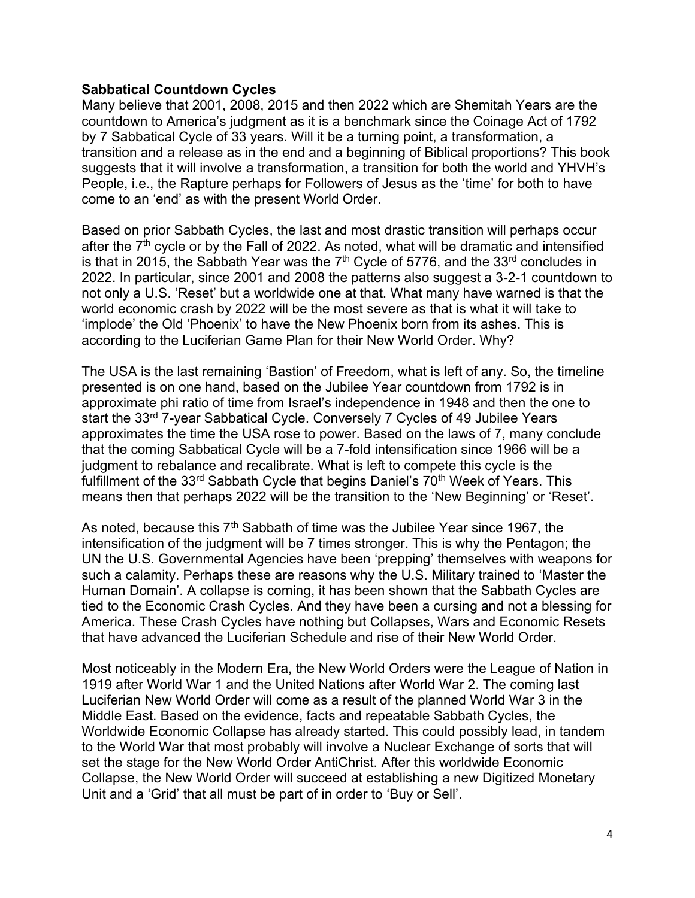**Sabbatical Countdown Cycles**

Many believe that 2001, 2008, 2015 and then 2022 which are Shemitah Years are the countdown to America's judgment as it is a benchmark since the Coinage Act of 1792 by 7 Sabbatical Cycle of 33 years. Will it be a turning point, a transformation, a transition and a release as in the end and a beginning of Biblical proportions? This book suggests that it will involve a transformation, a transition for both the world and YHVH's People, i.e., the Rapture perhaps for Followers of Jesus as the 'time' for both to have come to an 'end' as with the present World Order.

Based on prior Sabbath Cycles, the last and most drastic transition will perhaps occur after the 7th cycle or by the Fall of 2022. As noted, what will be dramatic and intensified is that in 2015, the Sabbath Year was the 7th Cycle of 5776, and the 33rd concludes in 2022. In particular, since 2001 and 2008 the patterns also suggest a 3-2-1 countdown to not only a U.S. 'Reset' but a worldwide one at that. What many have warned is that the world economic crash by 2022 will be the most severe as that is what it will take to 'implode' the Old 'Phoenix' to have the New Phoenix born from its ashes. This is according to the Luciferian Game Plan for their New World Order. Why?

The USA is the last remaining 'Bastion' of Freedom, what is left of any. So, the timeline presented is on one hand, based on the Jubilee Year countdown from 1792 is in approximate phi ratio of time from Israel's independence in 1948 and then the one to start the 33rd 7-year Sabbatical Cycle. Conversely 7 Cycles of 49 Jubilee Years approximates the time the USA rose to power. Based on the laws of 7, many conclude that the coming Sabbatical Cycle will be a 7-fold intensification since 1966 will be a judgment to rebalance and recalibrate. What is left to compete this cycle is the fulfillment of the 33rd Sabbath Cycle that begins Daniel's 70th Week of Years. This means then that perhaps 2022 will be the transition to the 'New Beginning' or 'Reset'.

As noted, because this 7th Sabbath of time was the Jubilee Year since 1967, the intensification of the judgment will be 7 times stronger. This is why the Pentagon; the UN the U.S. Governmental Agencies have been 'prepping' themselves with weapons for such a calamity. Perhaps these are reasons why the U.S. Military trained to 'Master the Human Domain'. A collapse is coming, it has been shown that the Sabbath Cycles are tied to the Economic Crash Cycles. And they have been a cursing and not a blessing for America. These Crash Cycles have nothing but Collapses, Wars and Economic Resets that have advanced the Luciferian Schedule and rise of their New World Order.

Most noticeably in the Modern Era, the New World Orders were the League of Nation in 1919 after World War 1 and the United Nations after World War 2. The coming last Luciferian New World Order will come as a result of the planned World War 3 in the Middle East. Based on the evidence, facts and repeatable Sabbath Cycles, the Worldwide Economic Collapse has already started. This could possibly lead, in tandem to the World War that most probably will involve a Nuclear Exchange of sorts that will set the stage for the New World Order AntiChrist. After this worldwide Economic Collapse, the New World Order will succeed at establishing a new Digitized Monetary Unit and a 'Grid' that all must be part of in order to 'Buy or Sell'.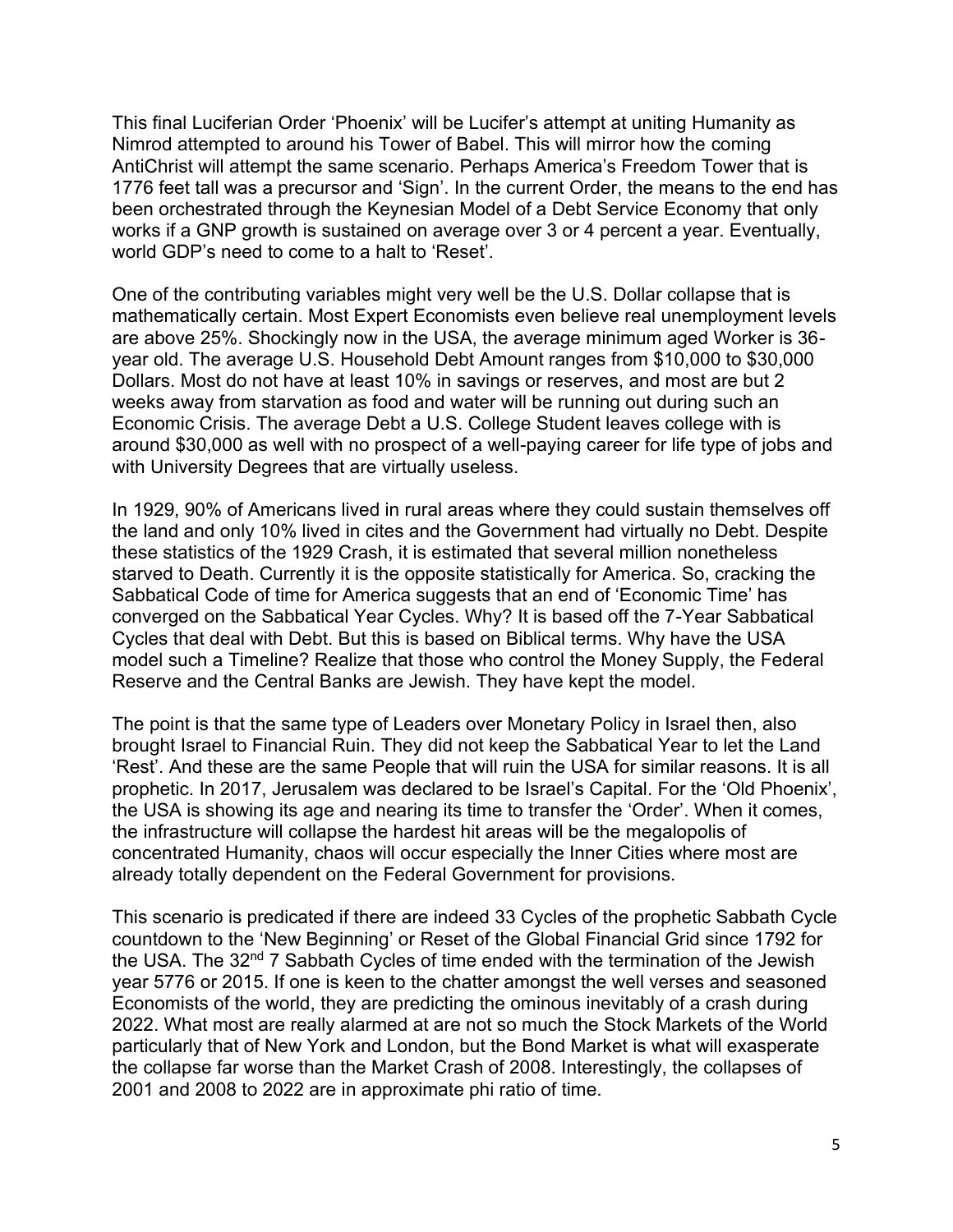This final Luciferian Order 'Phoenix' will be Lucifer's attempt at uniting Humanity as Nimrod attempted to around his Tower of Babel. This will mirror how the coming AntiChrist will attempt the same scenario. Perhaps America's Freedom Tower that is 1776 feet tall was a precursor and 'Sign'. In the current Order, the means to the end has been orchestrated through the Keynesian Model of a Debt Service Economy that only works if a GNP growth is sustained on average over 3 or 4 percent a year. Eventually, world GDP's need to come to a halt to 'Reset'.

One of the contributing variables might very well be the U.S. Dollar collapse that is mathematically certain. Most Expert Economists even believe real unemployment levels are above 25%. Shockingly now in the USA, the average minimum aged Worker is 36-year old. The average U.S. Household Debt Amount ranges from $10,000 to $30,000 Dollars. Most do not have at least 10% in savings or reserves, and most are but 2 weeks away from starvation as food and water will be running out during such an Economic Crisis. The average Debt a U.S. College Student leaves college with is around $30,000 as well with no prospect of a well-paying career for life type of jobs and with University Degrees that are virtually useless.

In 1929, 90% of Americans lived in rural areas where they could sustain themselves off the land and only 10% lived in cites and the Government had virtually no Debt. Despite these statistics of the 1929 Crash, it is estimated that several million nonetheless starved to Death. Currently it is the opposite statistically for America. So, cracking the Sabbatical Code of time for America suggests that an end of 'Economic Time' has converged on the Sabbatical Year Cycles. Why? It is based off the 7-Year Sabbatical Cycles that deal with Debt. But this is based on Biblical terms. Why have the USA model such a Timeline? Realize that those who control the Money Supply, the Federal Reserve and the Central Banks are Jewish. They have kept the model.

The point is that the same type of Leaders over Monetary Policy in Israel then, also brought Israel to Financial Ruin. They did not keep the Sabbatical Year to let the Land 'Rest'. And these are the same People that will ruin the USA for similar reasons. It is all prophetic. In 2017, Jerusalem was declared to be Israel's Capital. For the 'Old Phoenix', the USA is showing its age and nearing its time to transfer the 'Order'. When it comes, the infrastructure will collapse the hardest hit areas will be the megalopolis of concentrated Humanity, chaos will occur especially the Inner Cities where most are already totally dependent on the Federal Government for provisions.

This scenario is predicated if there are indeed 33 Cycles of the prophetic Sabbath Cycle countdown to the 'New Beginning' or Reset of the Global Financial Grid since 1792 for the USA. The 32nd 7 Sabbath Cycles of time ended with the termination of the Jewish year 5776 or 2015. If one is keen to the chatter amongst the well verses and seasoned Economists of the world, they are predicting the ominous inevitably of a crash during 2022. What most are really alarmed at are not so much the Stock Markets of the World particularly that of New York and London, but the Bond Market is what will exasperate the collapse far worse than the Market Crash of 2008. Interestingly, the collapses of 2001 and 2008 to 2022 are in approximate phi ratio of time.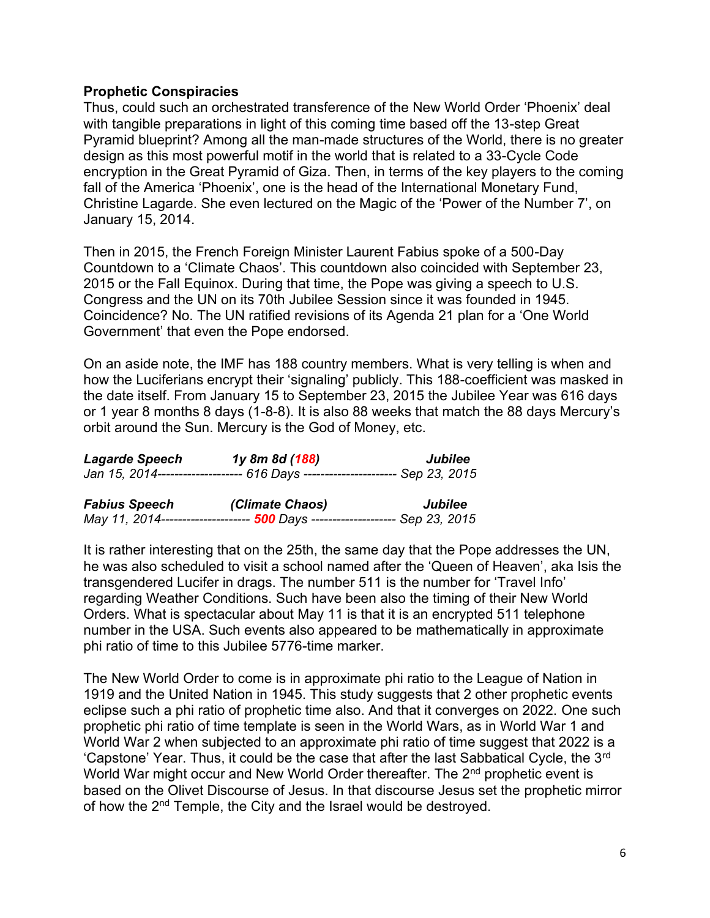**Prophetic Conspiracies**

Thus, could such an orchestrated transference of the New World Order 'Phoenix' deal with tangible preparations in light of this coming time based off the 13-step Great Pyramid blueprint? Among all the man-made structures of the World, there is no greater design as this most powerful motif in the world that is related to a 33-Cycle Code encryption in the Great Pyramid of Giza. Then, in terms of the key players to the coming fall of the America 'Phoenix', one is the head of the International Monetary Fund, Christine Lagarde. She even lectured on the Magic of the 'Power of the Number 7', on January 15, 2014.

Then in 2015, the French Foreign Minister Laurent Fabius spoke of a 500-Day Countdown to a 'Climate Chaos'. This countdown also coincided with September 23, 2015 or the Fall Equinox. During that time, the Pope was giving a speech to U.S. Congress and the UN on its 70th Jubilee Session since it was founded in 1945. Coincidence? No. The UN ratified revisions of its Agenda 21 plan for a 'One World Government' that even the Pope endorsed.

On an aside note, the IMF has 188 country members. What is very telling is when and how the Luciferians encrypt their 'signaling' publicly. This 188-coefficient was masked in the date itself. From January 15 to September 23, 2015 the Jubilee Year was 616 days or 1 year 8 months 8 days (1-8-8). It is also 88 weeks that match the 88 days Mercury's orbit around the Sun. Mercury is the God of Money, etc.

| ***Lagarde Speech*** | ***1y 8m 8d (188)*** | ***Jubilee*** |
| --- | --- | --- |
| *Jan 15, 2014--------------------* | *616 Days* | *---------------------- Sep 23, 2015* |
| ***Fabius Speech*** | ***(Climate Chaos)*** | ***Jubilee*** |
| *May 11, 2014---------------------* | ***500*** *Days* | *-------------------- Sep 23, 2015* |

It is rather interesting that on the 25th, the same day that the Pope addresses the UN, he was also scheduled to visit a school named after the 'Queen of Heaven', aka Isis the transgendered Lucifer in drags. The number 511 is the number for 'Travel Info' regarding Weather Conditions. Such have been also the timing of their New World Orders. What is spectacular about May 11 is that it is an encrypted 511 telephone number in the USA. Such events also appeared to be mathematically in approximate phi ratio of time to this Jubilee 5776-time marker.

The New World Order to come is in approximate phi ratio to the League of Nation in 1919 and the United Nation in 1945. This study suggests that 2 other prophetic events eclipse such a phi ratio of prophetic time also. And that it converges on 2022. One such prophetic phi ratio of time template is seen in the World Wars, as in World War 1 and World War 2 when subjected to an approximate phi ratio of time suggest that 2022 is a 'Capstone' Year. Thus, it could be the case that after the last Sabbatical Cycle, the 3rd World War might occur and New World Order thereafter. The 2nd prophetic event is based on the Olivet Discourse of Jesus. In that discourse Jesus set the prophetic mirror of how the 2nd Temple, the City and the Israel would be destroyed.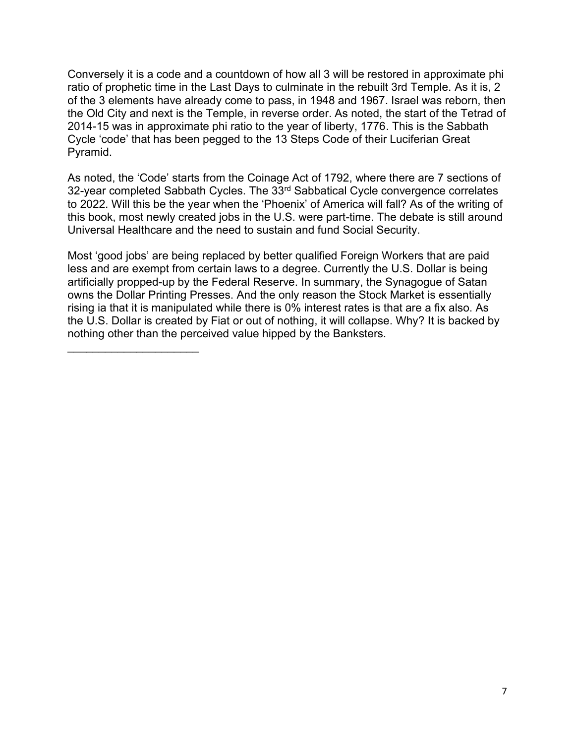Conversely it is a code and a countdown of how all 3 will be restored in approximate phi ratio of prophetic time in the Last Days to culminate in the rebuilt 3rd Temple. As it is, 2 of the 3 elements have already come to pass, in 1948 and 1967. Israel was reborn, then the Old City and next is the Temple, in reverse order. As noted, the start of the Tetrad of 2014-15 was in approximate phi ratio to the year of liberty, 1776. This is the Sabbath Cycle 'code' that has been pegged to the 13 Steps Code of their Luciferian Great Pyramid.

As noted, the 'Code' starts from the Coinage Act of 1792, where there are 7 sections of 32-year completed Sabbath Cycles. The 33rd Sabbatical Cycle convergence correlates to 2022. Will this be the year when the 'Phoenix' of America will fall? As of the writing of this book, most newly created jobs in the U.S. were part-time. The debate is still around Universal Healthcare and the need to sustain and fund Social Security.

Most 'good jobs' are being replaced by better qualified Foreign Workers that are paid less and are exempt from certain laws to a degree. Currently the U.S. Dollar is being artificially propped-up by the Federal Reserve. In summary, the Synagogue of Satan owns the Dollar Printing Presses. And the only reason the Stock Market is essentially rising ia that it is manipulated while there is 0% interest rates is that are a fix also. As the U.S. Dollar is created by Fiat or out of nothing, it will collapse. Why? It is backed by nothing other than the perceived value hipped by the Banksters.

______________________